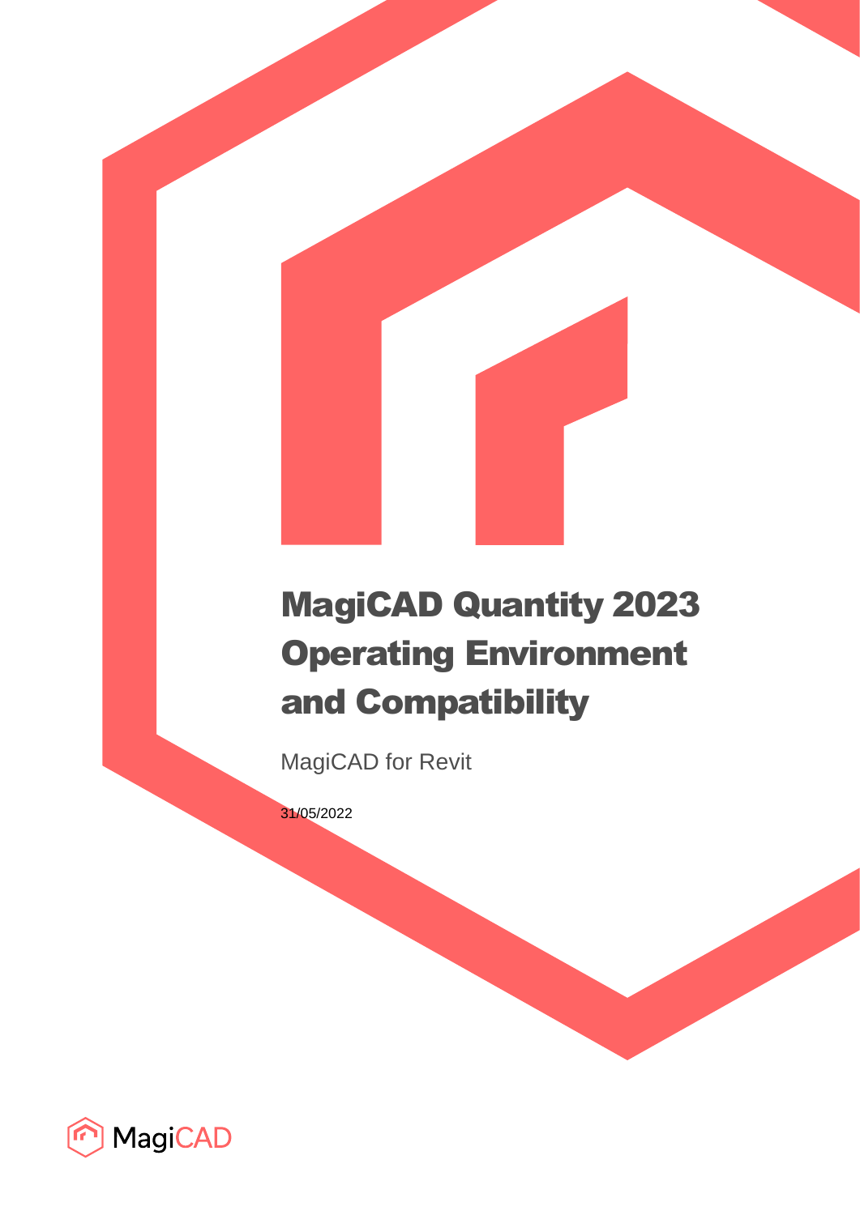# MagiCAD Quantity 2023 Operating Environment and Compatibility

MagiCAD for Revit

31/05/2022

MagiCAD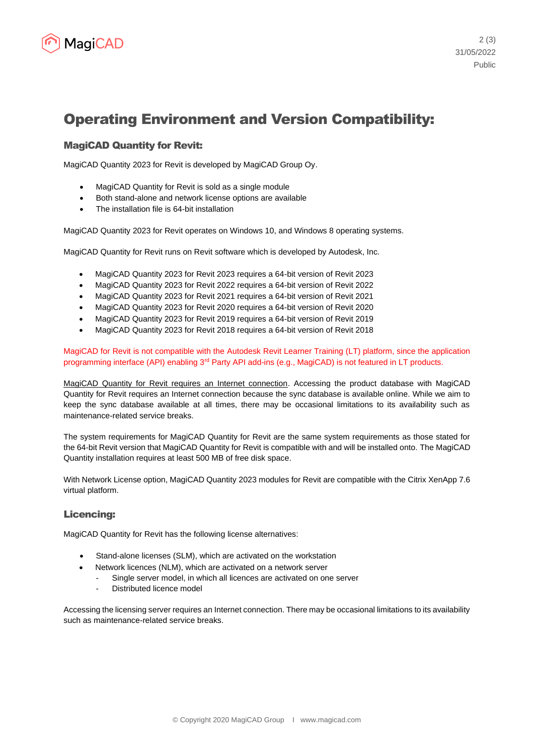# Operating Environment and Version Compatibility:

## MagiCAD Quantity for Revit:

MagiCAD Quantity 2023 for Revit is developed by MagiCAD Group Oy.

- MagiCAD Quantity for Revit is sold as a single module
- Both stand-alone and network license options are available
- The installation file is 64-bit installation

MagiCAD Quantity 2023 for Revit operates on Windows 10, and Windows 8 operating systems.

MagiCAD Quantity for Revit runs on Revit software which is developed by Autodesk, Inc.

- MagiCAD Quantity 2023 for Revit 2023 requires a 64-bit version of Revit 2023
- MagiCAD Quantity 2023 for Revit 2022 requires a 64-bit version of Revit 2022
- MagiCAD Quantity 2023 for Revit 2021 requires a 64-bit version of Revit 2021
- MagiCAD Quantity 2023 for Revit 2020 requires a 64-bit version of Revit 2020
- MagiCAD Quantity 2023 for Revit 2019 requires a 64-bit version of Revit 2019
- MagiCAD Quantity 2023 for Revit 2018 requires a 64-bit version of Revit 2018

MagiCAD for Revit is not compatible with the Autodesk Revit Learner Training (LT) platform, since the application programming interface (API) enabling 3rd Party API add-ins (e.g., MagiCAD) is not featured in LT products.

MagiCAD Quantity for Revit requires an Internet connection. Accessing the product database with MagiCAD Quantity for Revit requires an Internet connection because the sync database is available online. While we aim to keep the sync database available at all times, there may be occasional limitations to its availability such as maintenance-related service breaks.

The system requirements for MagiCAD Quantity for Revit are the same system requirements as those stated for the 64-bit Revit version that MagiCAD Quantity for Revit is compatible with and will be installed onto. The MagiCAD Quantity installation requires at least 500 MB of free disk space.

With Network License option, MagiCAD Quantity 2023 modules for Revit are compatible with the Citrix XenApp 7.6 virtual platform.

## Licencing:

MagiCAD Quantity for Revit has the following license alternatives:

- Stand-alone licenses (SLM), which are activated on the workstation
- Network licences (NLM), which are activated on a network server
  - Single server model, in which all licences are activated on one server
  - Distributed licence model

Accessing the licensing server requires an Internet connection. There may be occasional limitations to its availability such as maintenance-related service breaks.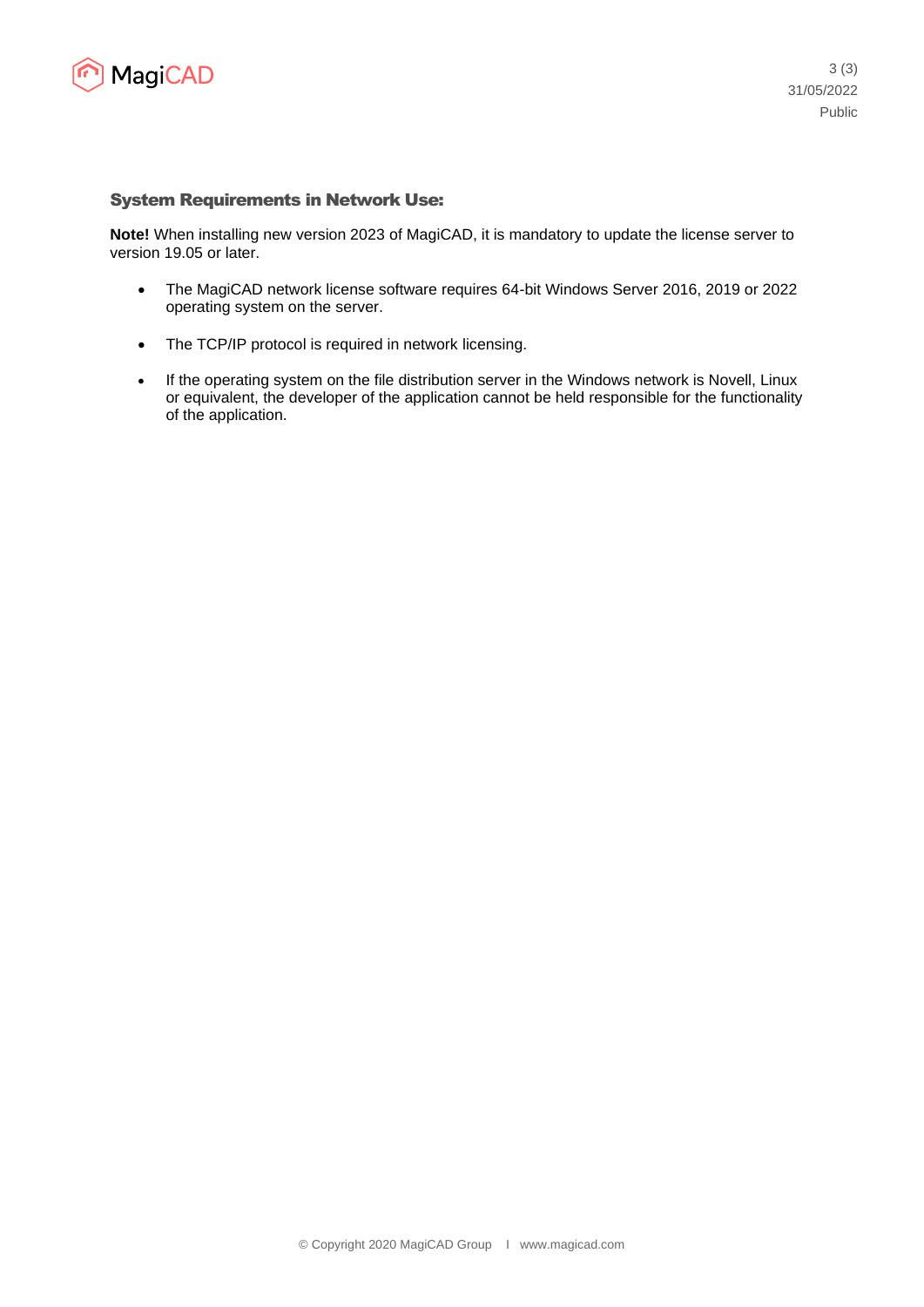### System Requirements in Network Use:

**Note!** When installing new version 2023 of MagiCAD, it is mandatory to update the license server to version 19.05 or later.

- The MagiCAD network license software requires 64-bit Windows Server 2016, 2019 or 2022 operating system on the server.
- The TCP/IP protocol is required in network licensing.
- If the operating system on the file distribution server in the Windows network is Novell, Linux or equivalent, the developer of the application cannot be held responsible for the functionality of the application.